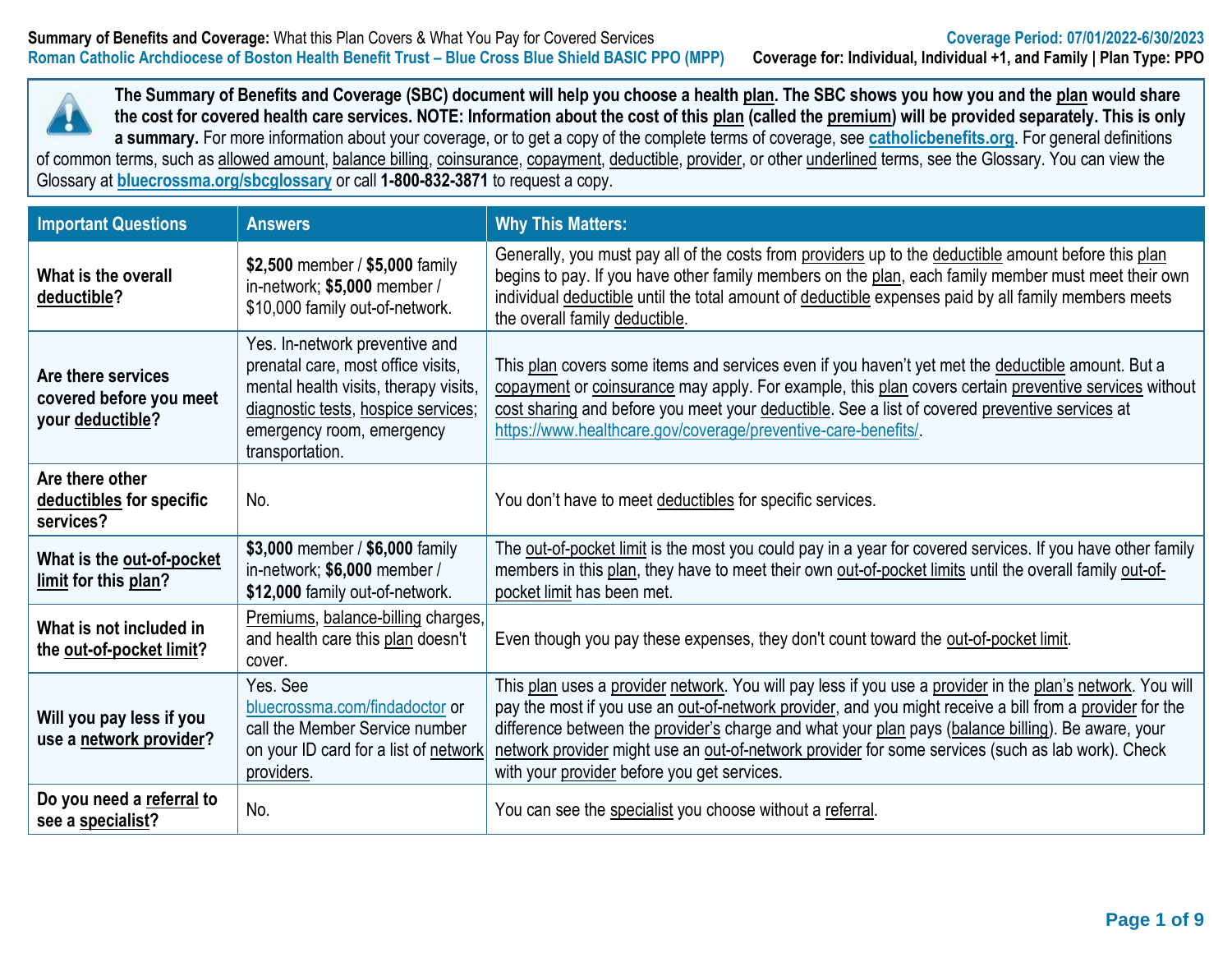**Summary of Benefits and Coverage:** What this Plan Covers & What You Pay for Covered Services

Roman Catholic Archdiocese of Boston Health Benefit Trust – Blue Cross Blue Shield BASIC PPO (MPP)

Coverage Period: 07/01/2022-6/30/2023

**Coverage for: Individual, Individual +1, and Family | Plan Type: PPO**

**The Summary of Benefits and Coverage (SBC) document will help you choose a health plan. The SBC shows you how you and the plan would share the cost for covered health care services. NOTE: Information about the cost of this plan (called the premium) will be provided separately. This is only a summary.** For more information about your coverage, or to get a copy of the complete terms of coverage, see **catholicbenefits.org**. For general definitions of common terms, such as allowed amount, balance billing, coinsurance, copayment, deductible, provider, or other underlined terms, see the Glossary. You can view the Glossary at **bluecrossma.org/sbcglossary** or call **1-800-832-3871** to request a copy.

| Important Questions | Answers | Why This Matters: |
|---|---|---|
| **What is the overall deductible?** | **$2,500** member / **$5,000** family in-network; **$5,000** member / $10,000 family out-of-network. | Generally, you must pay all of the costs from providers up to the deductible amount before this plan begins to pay. If you have other family members on the plan, each family member must meet their own individual deductible until the total amount of deductible expenses paid by all family members meets the overall family deductible. |
| **Are there services covered before you meet your deductible?** | Yes. In-network preventive and prenatal care, most office visits, mental health visits, therapy visits, diagnostic tests, hospice services; emergency room, emergency transportation. | This plan covers some items and services even if you haven't yet met the deductible amount. But a copayment or coinsurance may apply. For example, this plan covers certain preventive services without cost sharing and before you meet your deductible. See a list of covered preventive services at https://www.healthcare.gov/coverage/preventive-care-benefits/. |
| **Are there other deductibles for specific services?** | No. | You don't have to meet deductibles for specific services. |
| **What is the out-of-pocket limit for this plan?** | **$3,000** member / **$6,000** family in-network; **$6,000** member / **$12,000** family out-of-network. | The out-of-pocket limit is the most you could pay in a year for covered services. If you have other family members in this plan, they have to meet their own out-of-pocket limits until the overall family out-of-pocket limit has been met. |
| **What is not included in the out-of-pocket limit?** | Premiums, balance-billing charges, and health care this plan doesn't cover. | Even though you pay these expenses, they don't count toward the out-of-pocket limit. |
| **Will you pay less if you use a network provider?** | Yes. See bluecrossma.com/findadoctor or call the Member Service number on your ID card for a list of network providers. | This plan uses a provider network. You will pay less if you use a provider in the plan's network. You will pay the most if you use an out-of-network provider, and you might receive a bill from a provider for the difference between the provider's charge and what your plan pays (balance billing). Be aware, your network provider might use an out-of-network provider for some services (such as lab work). Check with your provider before you get services. |
| **Do you need a referral to see a specialist?** | No. | You can see the specialist you choose without a referral. |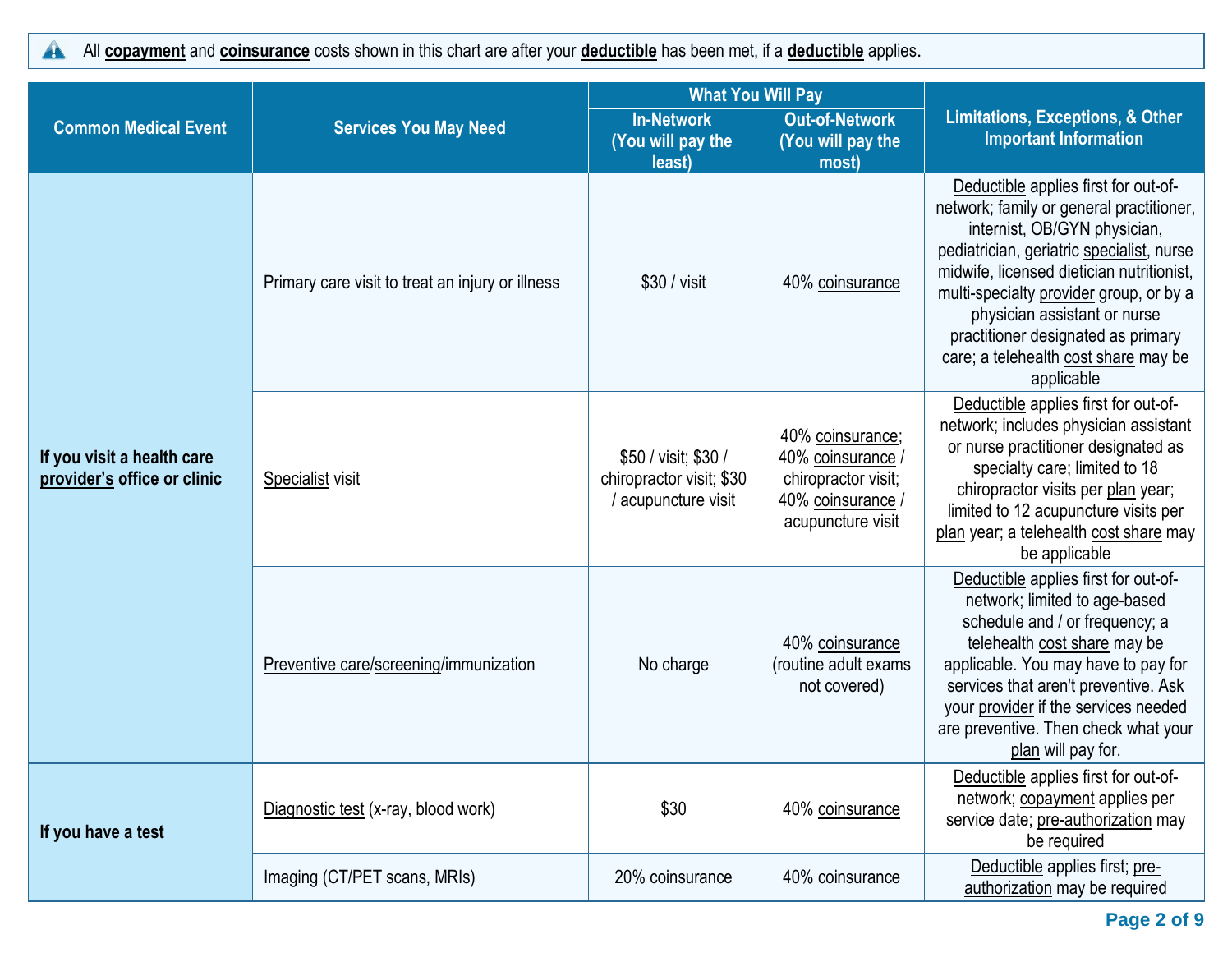All **copayment** and **coinsurance** costs shown in this chart are after your **deductible** has been met, if a **deductible** applies.

| Common Medical Event | Services You May Need | What You Will Pay | | Limitations, Exceptions, & Other Important Information |
|---|---|---|---|---|
| | | In-Network (You will pay the least) | Out-of-Network (You will pay the most) | |
| If you visit a health care provider's office or clinic | Primary care visit to treat an injury or illness | $30 / visit | 40% coinsurance | Deductible applies first for out-of-network; family or general practitioner, internist, OB/GYN physician, pediatrician, geriatric specialist, nurse midwife, licensed dietician nutritionist, multi-specialty provider group, or by a physician assistant or nurse practitioner designated as primary care; a telehealth cost share may be applicable |
| | Specialist visit | $50 / visit; $30 / chiropractor visit; $30 / acupuncture visit | 40% coinsurance; 40% coinsurance / chiropractor visit; 40% coinsurance / acupuncture visit | Deductible applies first for out-of-network; includes physician assistant or nurse practitioner designated as specialty care; limited to 18 chiropractor visits per plan year; limited to 12 acupuncture visits per plan year; a telehealth cost share may be applicable |
| | Preventive care/screening/immunization | No charge | 40% coinsurance (routine adult exams not covered) | Deductible applies first for out-of-network; limited to age-based schedule and / or frequency; a telehealth cost share may be applicable. You may have to pay for services that aren't preventive. Ask your provider if the services needed are preventive. Then check what your plan will pay for. |
| If you have a test | Diagnostic test (x-ray, blood work) | $30 | 40% coinsurance | Deductible applies first for out-of-network; copayment applies per service date; pre-authorization may be required |
| | Imaging (CT/PET scans, MRIs) | 20% coinsurance | 40% coinsurance | Deductible applies first; pre-authorization may be required |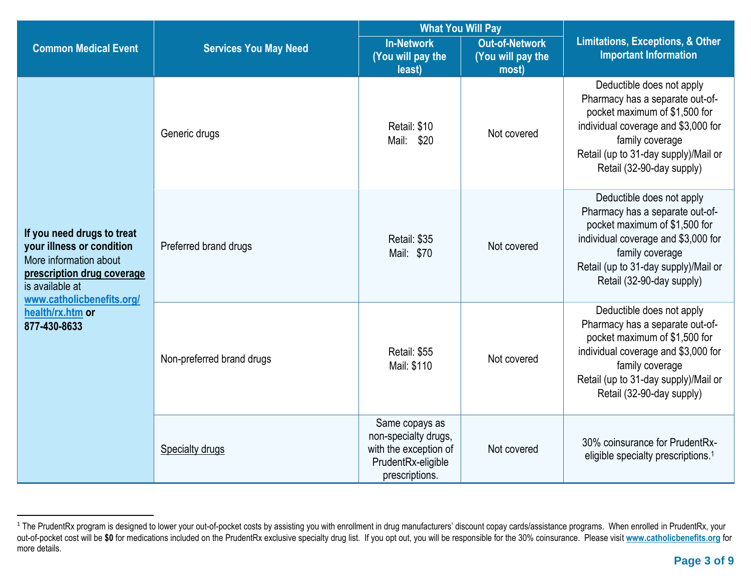| Common Medical Event | Services You May Need | What You Will Pay | | Limitations, Exceptions, & Other Important Information |
|---|---|---|---|---|
| | | In-Network (You will pay the least) | Out-of-Network (You will pay the most) | |
| **If you need drugs to treat your illness or condition** More information about **prescription drug coverage** is available at **www.catholicbenefits.org/ health/rx.htm** or **877-430-8633** | Generic drugs | Retail: $10<br>Mail: $20 | Not covered | Deductible does not apply<br>Pharmacy has a separate out-of-pocket maximum of $1,500 for individual coverage and $3,000 for family coverage<br>Retail (up to 31-day supply)/Mail or Retail (32-90-day supply) |
| | Preferred brand drugs | Retail: $35<br>Mail: $70 | Not covered | Deductible does not apply<br>Pharmacy has a separate out-of-pocket maximum of $1,500 for individual coverage and $3,000 for family coverage<br>Retail (up to 31-day supply)/Mail or Retail (32-90-day supply) |
| | Non-preferred brand drugs | Retail: $55<br>Mail: $110 | Not covered | Deductible does not apply<br>Pharmacy has a separate out-of-pocket maximum of $1,500 for individual coverage and $3,000 for family coverage<br>Retail (up to 31-day supply)/Mail or Retail (32-90-day supply) |
| | Specialty drugs | Same copays as non-specialty drugs, with the exception of PrudentRx-eligible prescriptions. | Not covered | 30% coinsurance for PrudentRx-eligible specialty prescriptions.[1] |

[1] The PrudentRx program is designed to lower your out-of-pocket costs by assisting you with enrollment in drug manufacturers' discount copay cards/assistance programs. When enrolled in PrudentRx, your out-of-pocket cost will be **$0** for medications included on the PrudentRx exclusive specialty drug list. If you opt out, you will be responsible for the 30% coinsurance. Please visit **www.catholicbenefits.org** for more details.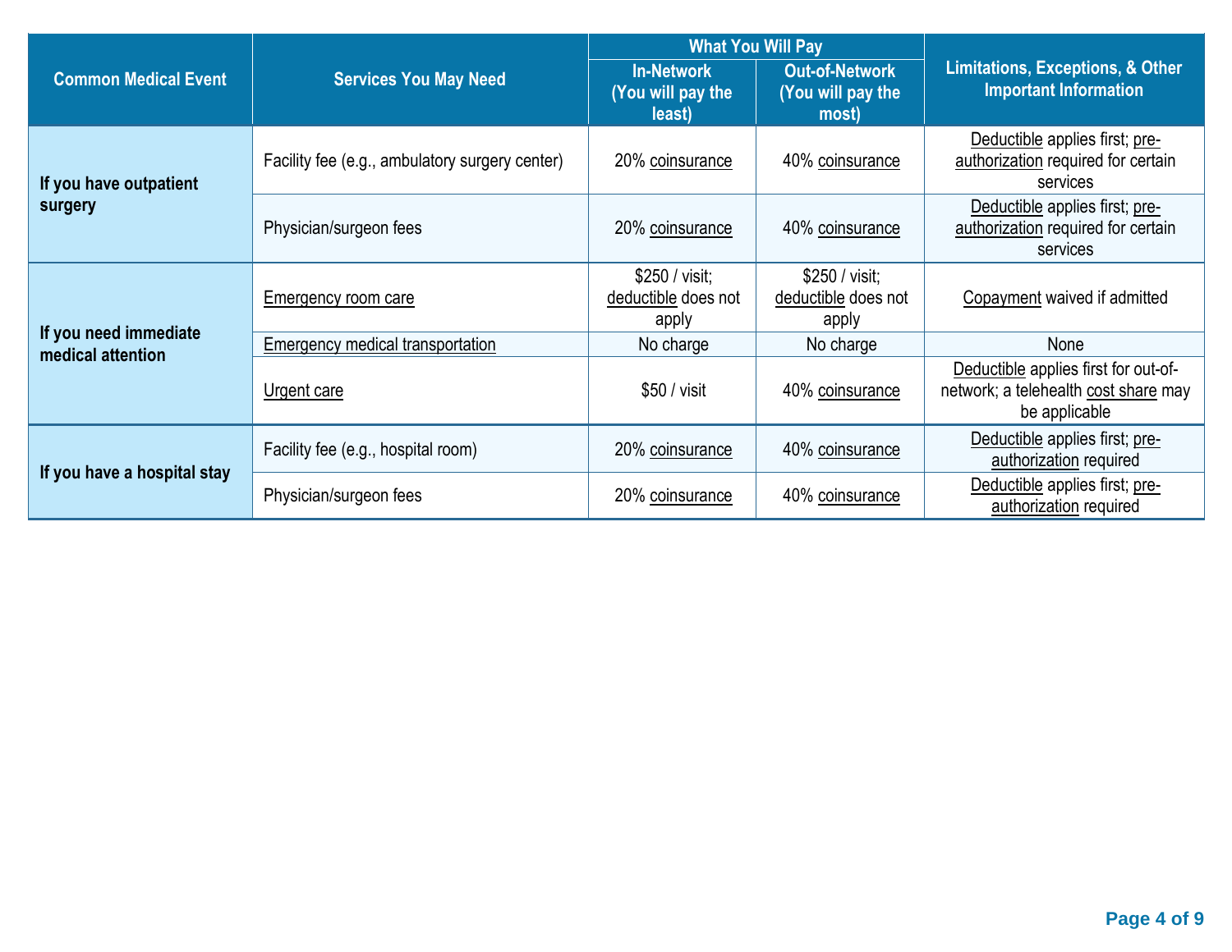| Common Medical Event | Services You May Need | What You Will Pay | | Limitations, Exceptions, & Other Important Information |
|---|---|---|---|---|
| | | In-Network (You will pay the least) | Out-of-Network (You will pay the most) | |
| If you have outpatient surgery | Facility fee (e.g., ambulatory surgery center) | 20% coinsurance | 40% coinsurance | Deductible applies first; pre-authorization required for certain services |
| | Physician/surgeon fees | 20% coinsurance | 40% coinsurance | Deductible applies first; pre-authorization required for certain services |
| If you need immediate medical attention | Emergency room care | $250 / visit; deductible does not apply | $250 / visit; deductible does not apply | Copayment waived if admitted |
| | Emergency medical transportation | No charge | No charge | None |
| | Urgent care | $50 / visit | 40% coinsurance | Deductible applies first for out-of-network; a telehealth cost share may be applicable |
| If you have a hospital stay | Facility fee (e.g., hospital room) | 20% coinsurance | 40% coinsurance | Deductible applies first; pre-authorization required |
| | Physician/surgeon fees | 20% coinsurance | 40% coinsurance | Deductible applies first; pre-authorization required |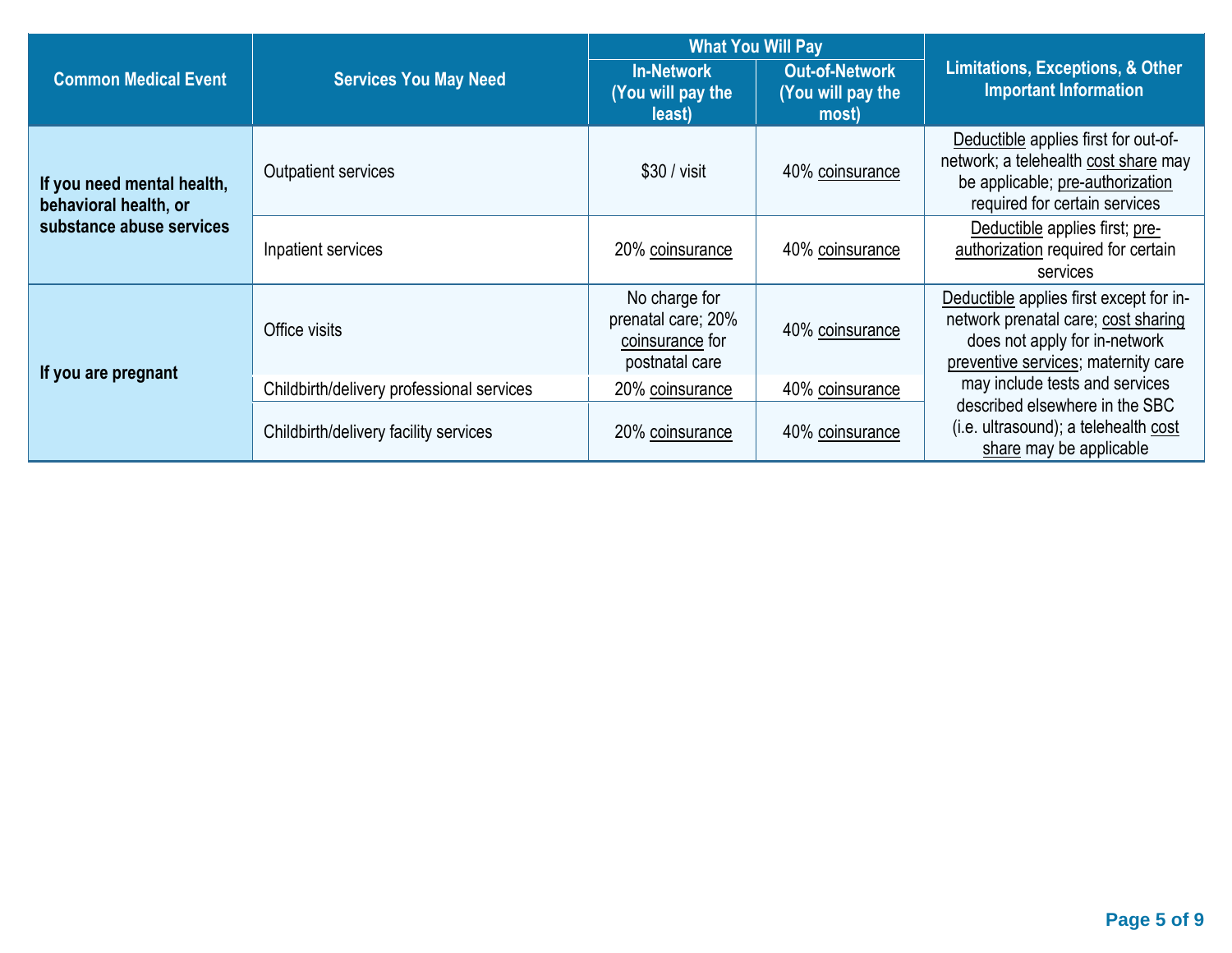| Common Medical Event | Services You May Need | What You Will Pay | | Limitations, Exceptions, & Other Important Information |
|---|---|---|---|---|
| | | In-Network (You will pay the least) | Out-of-Network (You will pay the most) | |
| If you need mental health, behavioral health, or substance abuse services | Outpatient services | $30 / visit | 40% coinsurance | Deductible applies first for out-of-network; a telehealth cost share may be applicable; pre-authorization required for certain services |
| | Inpatient services | 20% coinsurance | 40% coinsurance | Deductible applies first; pre-authorization required for certain services |
| If you are pregnant | Office visits | No charge for prenatal care; 20% coinsurance for postnatal care | 40% coinsurance | Deductible applies first except for in-network prenatal care; cost sharing does not apply for in-network preventive services; maternity care may include tests and services described elsewhere in the SBC (i.e. ultrasound); a telehealth cost share may be applicable |
| | Childbirth/delivery professional services | 20% coinsurance | 40% coinsurance | |
| | Childbirth/delivery facility services | 20% coinsurance | 40% coinsurance | |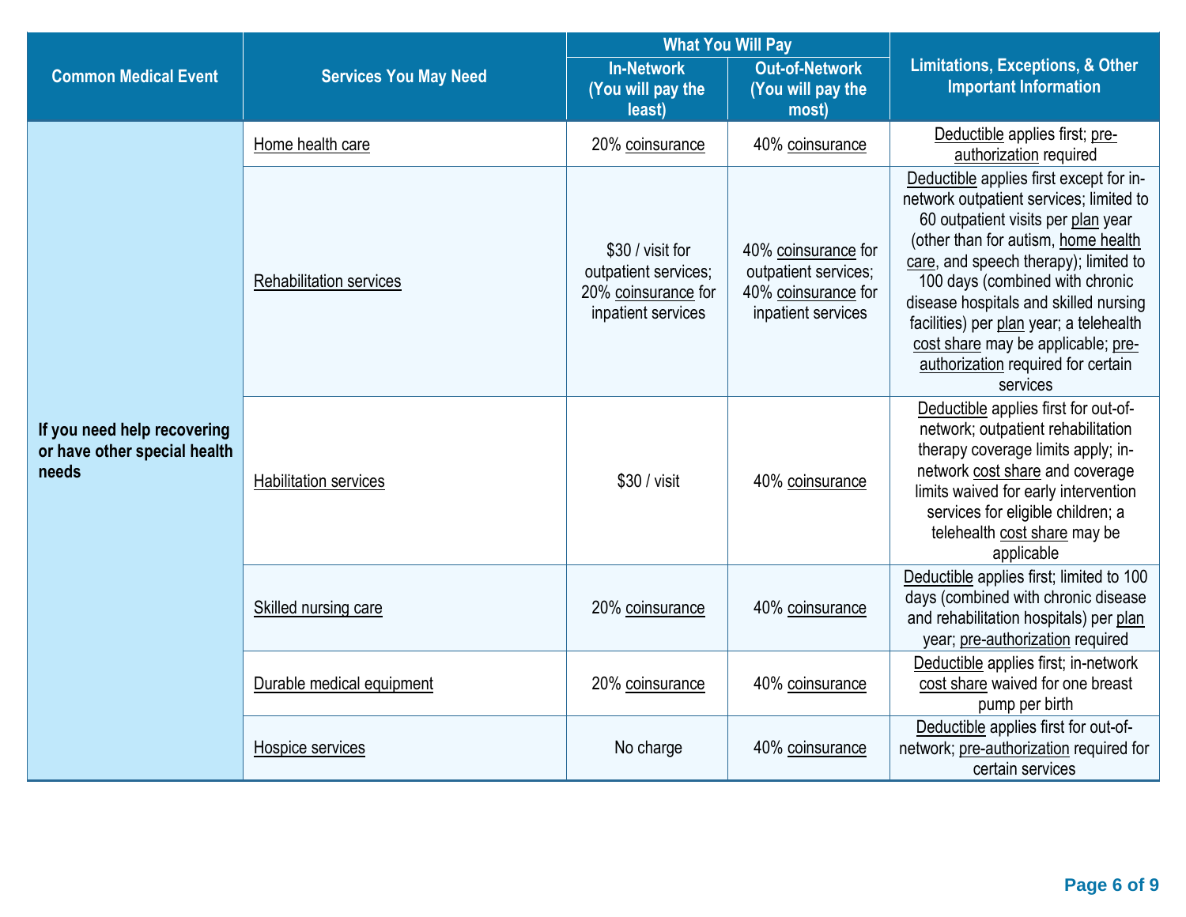| Common Medical Event | Services You May Need | What You Will Pay | | Limitations, Exceptions, & Other Important Information |
|---|---|---|---|---|
| | | In-Network (You will pay the least) | Out-of-Network (You will pay the most) | |
| If you need help recovering or have other special health needs | Home health care | 20% coinsurance | 40% coinsurance | Deductible applies first; pre-authorization required |
| | Rehabilitation services | $30 / visit for outpatient services; 20% coinsurance for inpatient services | 40% coinsurance for outpatient services; 40% coinsurance for inpatient services | Deductible applies first except for in-network outpatient services; limited to 60 outpatient visits per plan year (other than for autism, home health care, and speech therapy); limited to 100 days (combined with chronic disease hospitals and skilled nursing facilities) per plan year; a telehealth cost share may be applicable; pre-authorization required for certain services |
| | Habilitation services | $30 / visit | 40% coinsurance | Deductible applies first for out-of-network; outpatient rehabilitation therapy coverage limits apply; in-network cost share and coverage limits waived for early intervention services for eligible children; a telehealth cost share may be applicable |
| | Skilled nursing care | 20% coinsurance | 40% coinsurance | Deductible applies first; limited to 100 days (combined with chronic disease and rehabilitation hospitals) per plan year; pre-authorization required |
| | Durable medical equipment | 20% coinsurance | 40% coinsurance | Deductible applies first; in-network cost share waived for one breast pump per birth |
| | Hospice services | No charge | 40% coinsurance | Deductible applies first for out-of-network; pre-authorization required for certain services |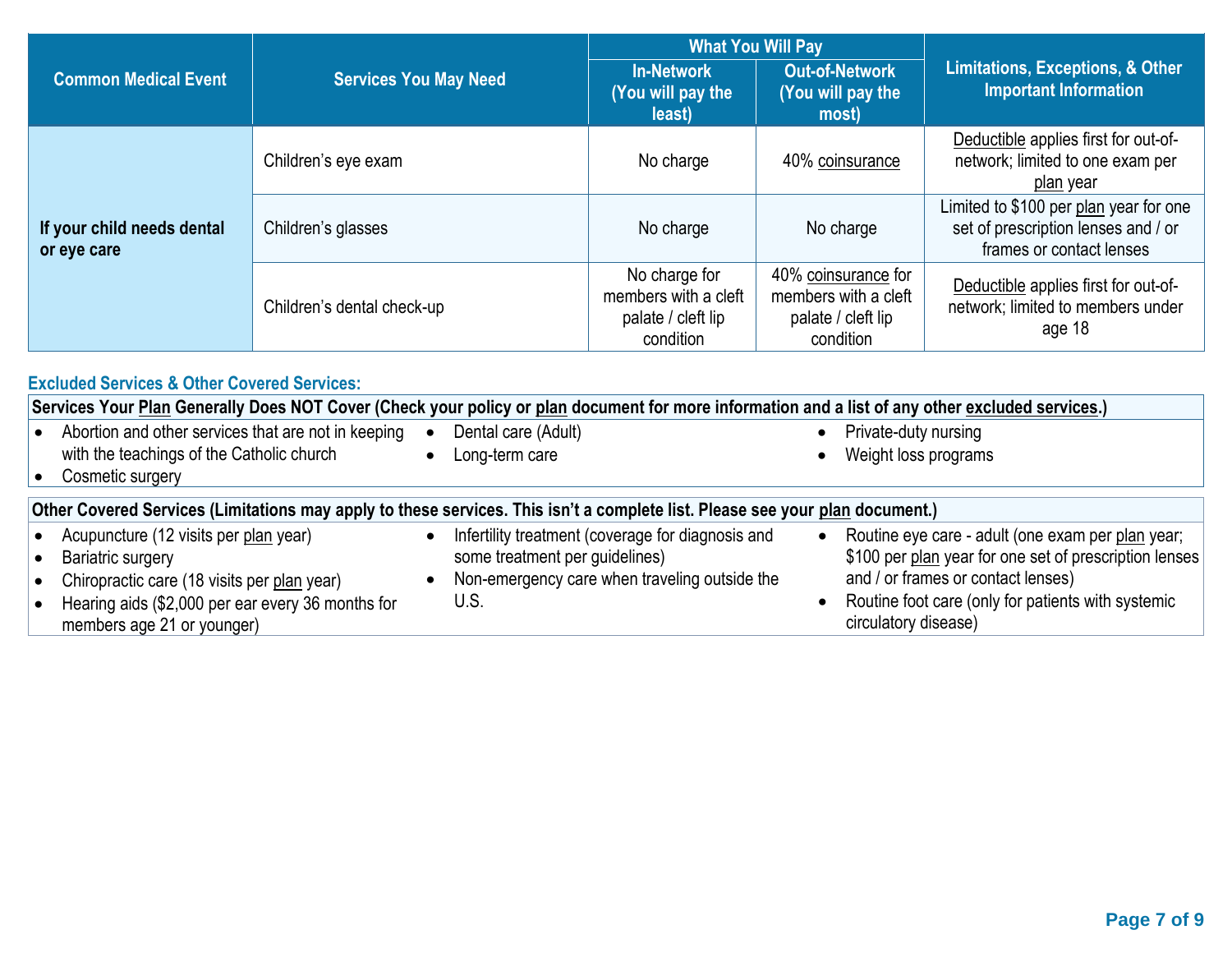| Common Medical Event | Services You May Need | What You Will Pay | | Limitations, Exceptions, & Other Important Information |
|---|---|---|---|---|
| | | In-Network (You will pay the least) | Out-of-Network (You will pay the most) | |
| If your child needs dental or eye care | Children's eye exam | No charge | 40% coinsurance | Deductible applies first for out-of-network; limited to one exam per plan year |
| | Children's glasses | No charge | No charge | Limited to $100 per plan year for one set of prescription lenses and / or frames or contact lenses |
| | Children's dental check-up | No charge for members with a cleft palate / cleft lip condition | 40% coinsurance for members with a cleft palate / cleft lip condition | Deductible applies first for out-of-network; limited to members under age 18 |

## Excluded Services & Other Covered Services:

**Services Your Plan Generally Does NOT Cover (Check your policy or plan document for more information and a list of any other excluded services.)**

- Abortion and other services that are not in keeping with the teachings of the Catholic church
- Cosmetic surgery
- Dental care (Adult)
- Long-term care
- Private-duty nursing
- Weight loss programs

**Other Covered Services (Limitations may apply to these services. This isn't a complete list. Please see your plan document.)**

- Acupuncture (12 visits per plan year)
- Bariatric surgery
- Chiropractic care (18 visits per plan year)
- Hearing aids ($2,000 per ear every 36 months for members age 21 or younger)
- Infertility treatment (coverage for diagnosis and some treatment per guidelines)
- Non-emergency care when traveling outside the U.S.
- Routine eye care - adult (one exam per plan year; $100 per plan year for one set of prescription lenses and / or frames or contact lenses)
- Routine foot care (only for patients with systemic circulatory disease)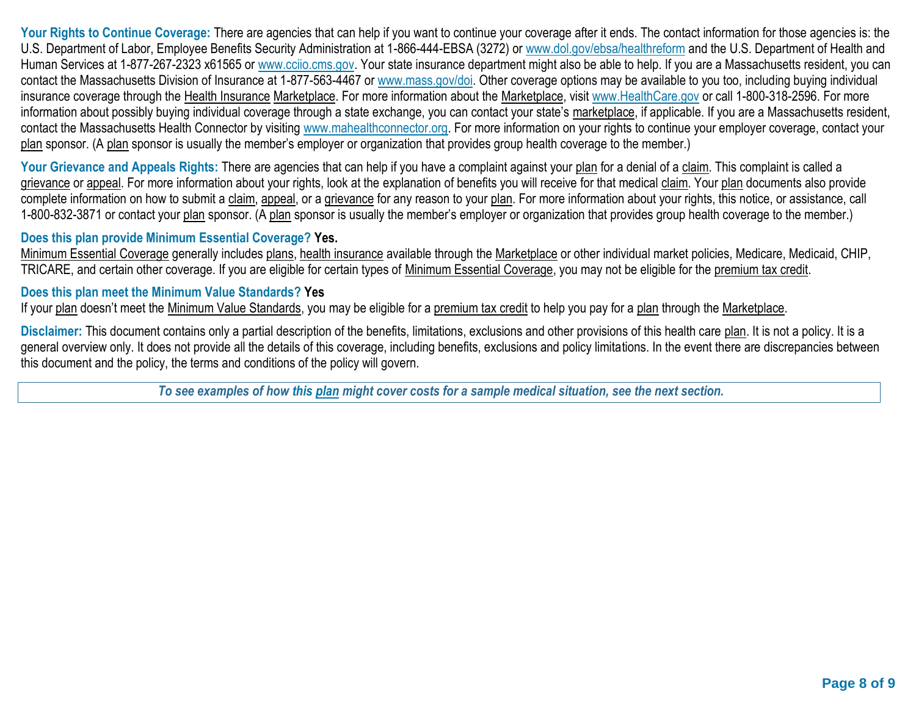**Your Rights to Continue Coverage:** There are agencies that can help if you want to continue your coverage after it ends. The contact information for those agencies is: the U.S. Department of Labor, Employee Benefits Security Administration at 1-866-444-EBSA (3272) or www.dol.gov/ebsa/healthreform and the U.S. Department of Health and Human Services at 1-877-267-2323 x61565 or www.cciio.cms.gov. Your state insurance department might also be able to help. If you are a Massachusetts resident, you can contact the Massachusetts Division of Insurance at 1-877-563-4467 or www.mass.gov/doi. Other coverage options may be available to you too, including buying individual insurance coverage through the Health Insurance Marketplace. For more information about the Marketplace, visit www.HealthCare.gov or call 1-800-318-2596. For more information about possibly buying individual coverage through a state exchange, you can contact your state's marketplace, if applicable. If you are a Massachusetts resident, contact the Massachusetts Health Connector by visiting www.mahealthconnector.org. For more information on your rights to continue your employer coverage, contact your plan sponsor. (A plan sponsor is usually the member's employer or organization that provides group health coverage to the member.)

**Your Grievance and Appeals Rights:** There are agencies that can help if you have a complaint against your plan for a denial of a claim. This complaint is called a grievance or appeal. For more information about your rights, look at the explanation of benefits you will receive for that medical claim. Your plan documents also provide complete information on how to submit a claim, appeal, or a grievance for any reason to your plan. For more information about your rights, this notice, or assistance, call 1-800-832-3871 or contact your plan sponsor. (A plan sponsor is usually the member's employer or organization that provides group health coverage to the member.)

**Does this plan provide Minimum Essential Coverage? Yes.**
Minimum Essential Coverage generally includes plans, health insurance available through the Marketplace or other individual market policies, Medicare, Medicaid, CHIP, TRICARE, and certain other coverage. If you are eligible for certain types of Minimum Essential Coverage, you may not be eligible for the premium tax credit.

**Does this plan meet the Minimum Value Standards? Yes**
If your plan doesn't meet the Minimum Value Standards, you may be eligible for a premium tax credit to help you pay for a plan through the Marketplace.

**Disclaimer:** This document contains only a partial description of the benefits, limitations, exclusions and other provisions of this health care plan. It is not a policy. It is a general overview only. It does not provide all the details of this coverage, including benefits, exclusions and policy limitations. In the event there are discrepancies between this document and the policy, the terms and conditions of the policy will govern.

***To see examples of how this plan might cover costs for a sample medical situation, see the next section.***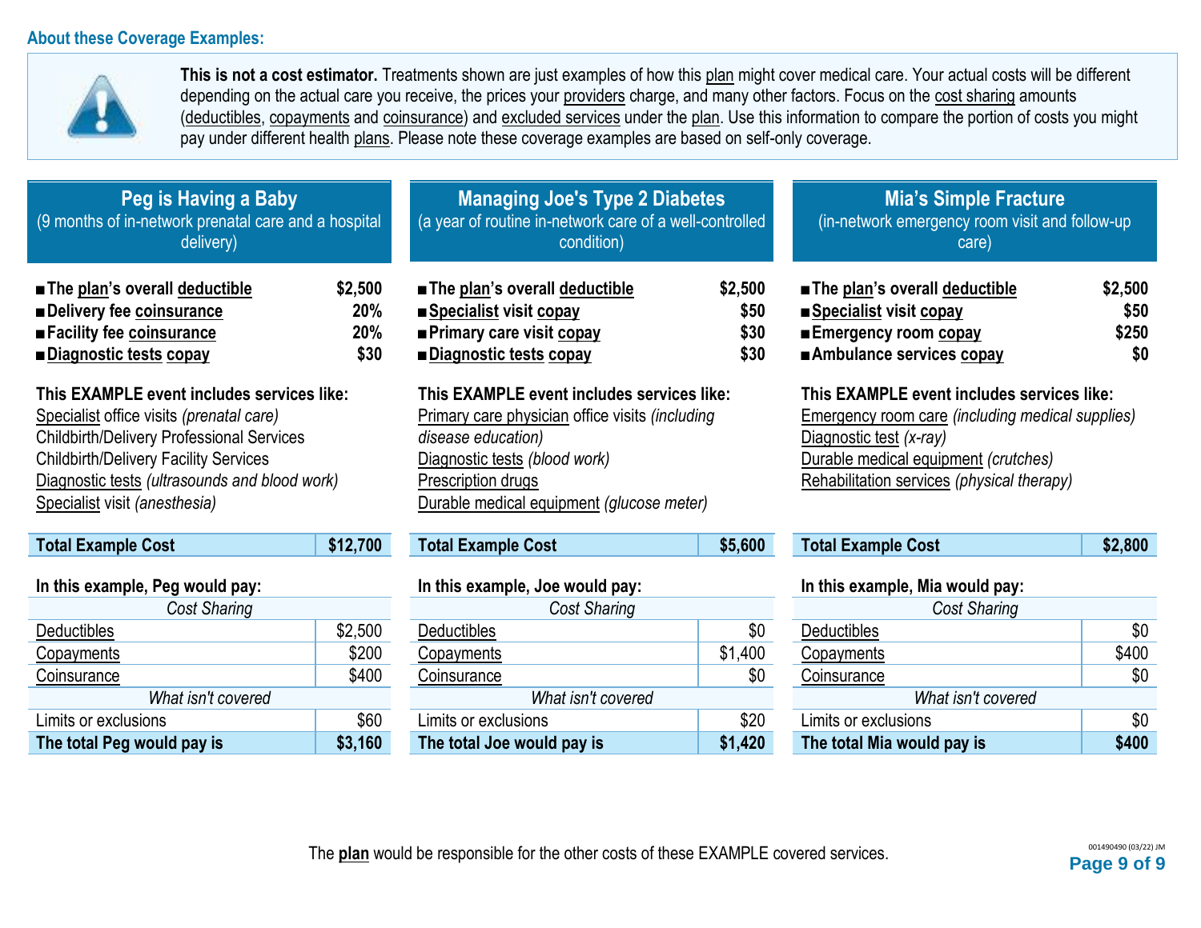**About these Coverage Examples:**

**This is not a cost estimator.** Treatments shown are just examples of how this plan might cover medical care. Your actual costs will be different depending on the actual care you receive, the prices your providers charge, and many other factors. Focus on the cost sharing amounts (deductibles, copayments and coinsurance) and excluded services under the plan. Use this information to compare the portion of costs you might pay under different health plans. Please note these coverage examples are based on self-only coverage.

## Peg is Having a Baby

(9 months of in-network prenatal care and a hospital delivery)

| | |
|---|---|
| ■ **The plan's overall deductible** | **$2,500** |
| ■ **Delivery fee coinsurance** | **20%** |
| ■ **Facility fee coinsurance** | **20%** |
| ■ **Diagnostic tests copay** | **$30** |

**This EXAMPLE event includes services like:**

Specialist office visits *(prenatal care)*
Childbirth/Delivery Professional Services
Childbirth/Delivery Facility Services
Diagnostic tests *(ultrasounds and blood work)*
Specialist visit *(anesthesia)*

| **Total Example Cost** | **$12,700** |
|---|---|

**In this example, Peg would pay:**

| *Cost Sharing* | |
|---|---|
| Deductibles | $2,500 |
| Copayments | $200 |
| Coinsurance | $400 |
| *What isn't covered* | |
| Limits or exclusions | $60 |
| **The total Peg would pay is** | **$3,160** |

## Managing Joe's Type 2 Diabetes

(a year of routine in-network care of a well-controlled condition)

| | |
|---|---|
| ■ **The plan's overall deductible** | **$2,500** |
| ■ **Specialist visit copay** | **$50** |
| ■ **Primary care visit copay** | **$30** |
| ■ **Diagnostic tests copay** | **$30** |

**This EXAMPLE event includes services like:**

Primary care physician office visits *(including disease education)*
Diagnostic tests *(blood work)*
Prescription drugs
Durable medical equipment *(glucose meter)*

| **Total Example Cost** | **$5,600** |
|---|---|

**In this example, Joe would pay:**

| *Cost Sharing* | |
|---|---|
| Deductibles | $0 |
| Copayments | $1,400 |
| Coinsurance | $0 |
| *What isn't covered* | |
| Limits or exclusions | $20 |
| **The total Joe would pay is** | **$1,420** |

## Mia's Simple Fracture

(in-network emergency room visit and follow-up care)

| | |
|---|---|
| ■ **The plan's overall deductible** | **$2,500** |
| ■ **Specialist visit copay** | **$50** |
| ■ **Emergency room copay** | **$250** |
| ■ **Ambulance services copay** | **$0** |

**This EXAMPLE event includes services like:**

Emergency room care *(including medical supplies)*
Diagnostic test *(x-ray)*
Durable medical equipment *(crutches)*
Rehabilitation services *(physical therapy)*

| **Total Example Cost** | **$2,800** |
|---|---|

**In this example, Mia would pay:**

| *Cost Sharing* | |
|---|---|
| Deductibles | $0 |
| Copayments | $400 |
| Coinsurance | $0 |
| *What isn't covered* | |
| Limits or exclusions | $0 |
| **The total Mia would pay is** | **$400** |

The **plan** would be responsible for the other costs of these EXAMPLE covered services.

001490490 (03/22) JM